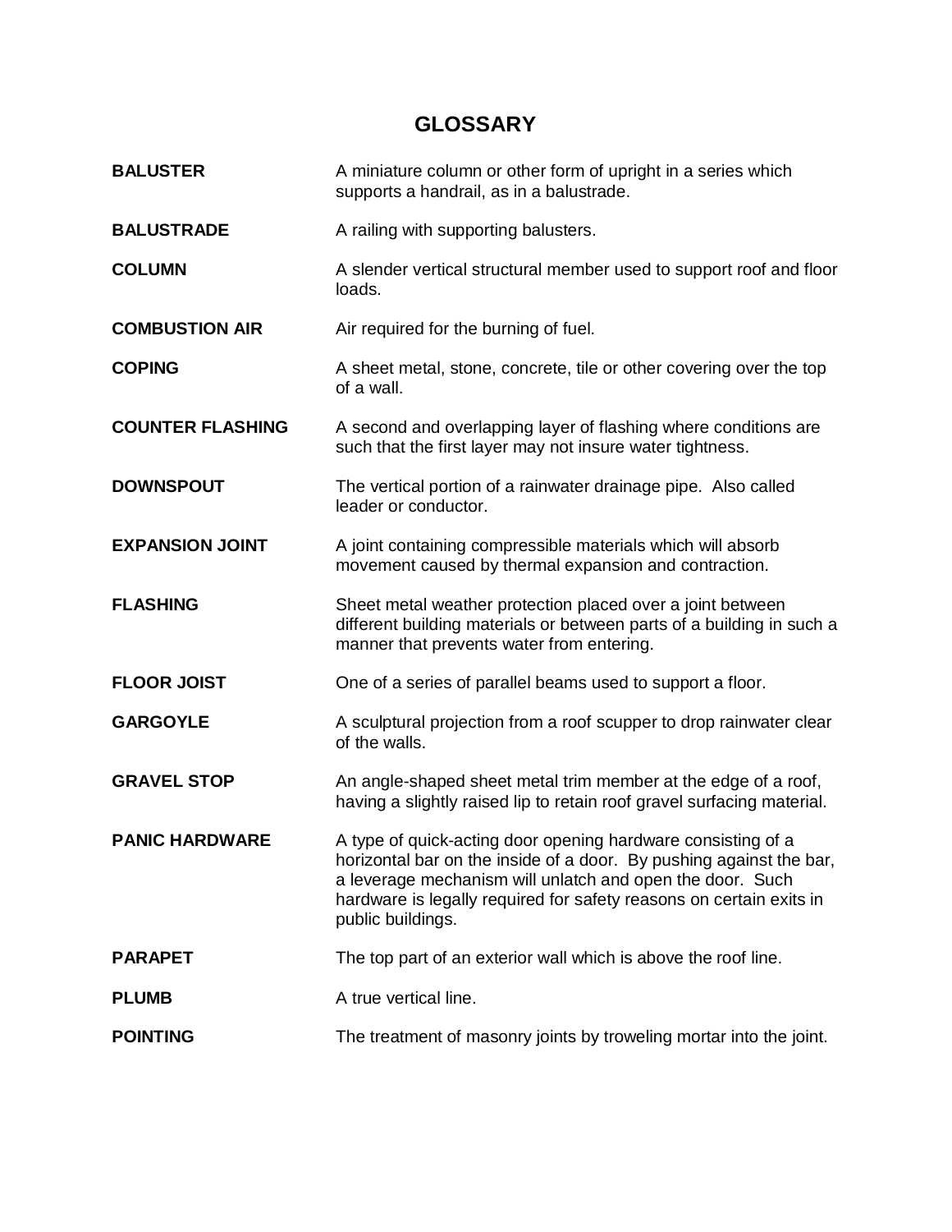# GLOSSARY

**BALUSTER** — A miniature column or other form of upright in a series which supports a handrail, as in a balustrade.

**BALUSTRADE** — A railing with supporting balusters.

**COLUMN** — A slender vertical structural member used to support roof and floor loads.

**COMBUSTION AIR** — Air required for the burning of fuel.

**COPING** — A sheet metal, stone, concrete, tile or other covering over the top of a wall.

**COUNTER FLASHING** — A second and overlapping layer of flashing where conditions are such that the first layer may not insure water tightness.

**DOWNSPOUT** — The vertical portion of a rainwater drainage pipe. Also called leader or conductor.

**EXPANSION JOINT** — A joint containing compressible materials which will absorb movement caused by thermal expansion and contraction.

**FLASHING** — Sheet metal weather protection placed over a joint between different building materials or between parts of a building in such a manner that prevents water from entering.

**FLOOR JOIST** — One of a series of parallel beams used to support a floor.

**GARGOYLE** — A sculptural projection from a roof scupper to drop rainwater clear of the walls.

**GRAVEL STOP** — An angle-shaped sheet metal trim member at the edge of a roof, having a slightly raised lip to retain roof gravel surfacing material.

**PANIC HARDWARE** — A type of quick-acting door opening hardware consisting of a horizontal bar on the inside of a door. By pushing against the bar, a leverage mechanism will unlatch and open the door. Such hardware is legally required for safety reasons on certain exits in public buildings.

**PARAPET** — The top part of an exterior wall which is above the roof line.

**PLUMB** — A true vertical line.

**POINTING** — The treatment of masonry joints by troweling mortar into the joint.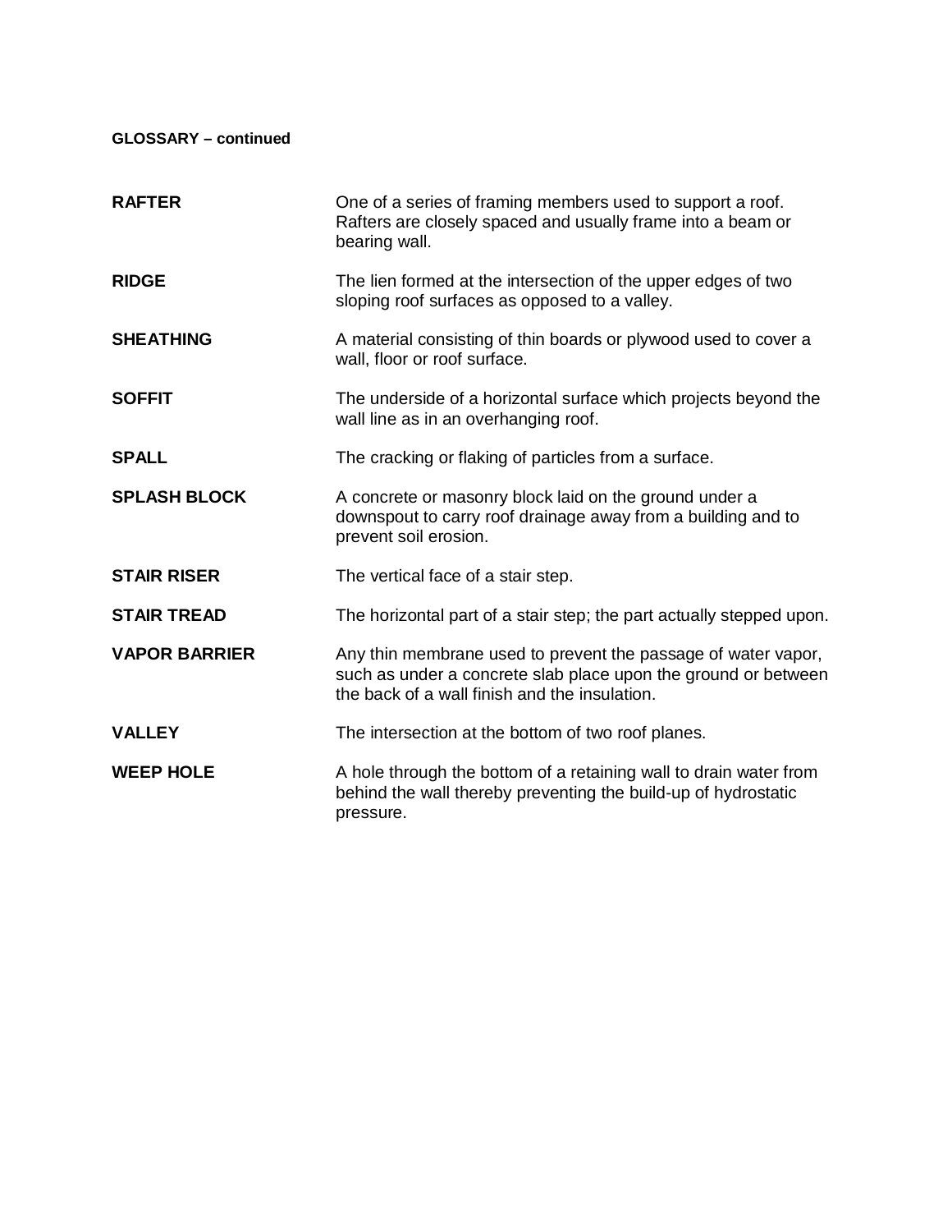**GLOSSARY – continued**

| | |
|---|---|
| **RAFTER** | One of a series of framing members used to support a roof. Rafters are closely spaced and usually frame into a beam or bearing wall. |
| **RIDGE** | The lien formed at the intersection of the upper edges of two sloping roof surfaces as opposed to a valley. |
| **SHEATHING** | A material consisting of thin boards or plywood used to cover a wall, floor or roof surface. |
| **SOFFIT** | The underside of a horizontal surface which projects beyond the wall line as in an overhanging roof. |
| **SPALL** | The cracking or flaking of particles from a surface. |
| **SPLASH BLOCK** | A concrete or masonry block laid on the ground under a downspout to carry roof drainage away from a building and to prevent soil erosion. |
| **STAIR RISER** | The vertical face of a stair step. |
| **STAIR TREAD** | The horizontal part of a stair step; the part actually stepped upon. |
| **VAPOR BARRIER** | Any thin membrane used to prevent the passage of water vapor, such as under a concrete slab place upon the ground or between the back of a wall finish and the insulation. |
| **VALLEY** | The intersection at the bottom of two roof planes. |
| **WEEP HOLE** | A hole through the bottom of a retaining wall to drain water from behind the wall thereby preventing the build-up of hydrostatic pressure. |